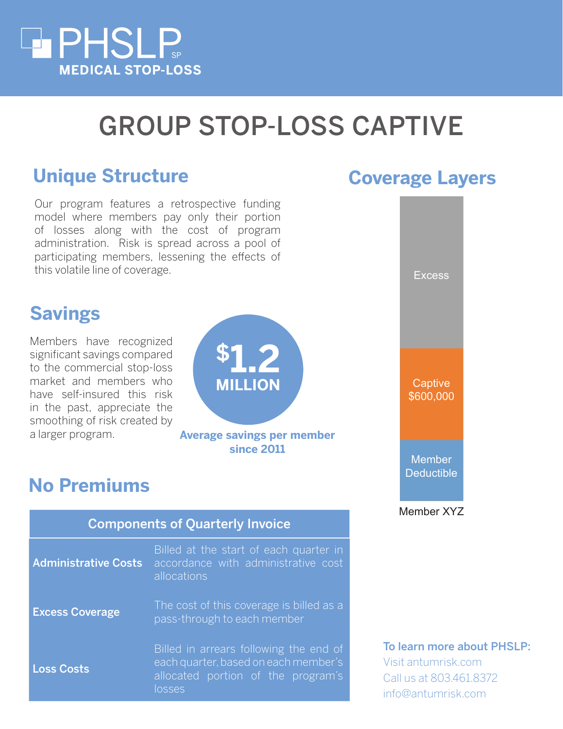PHSLP SP
MEDICAL STOP-LOSS

# GROUP STOP-LOSS CAPTIVE

## Unique Structure

Our program features a retrospective funding model where members pay only their portion of losses along with the cost of program administration. Risk is spread across a pool of participating members, lessening the effects of this volatile line of coverage.

## Savings

Members have recognized significant savings compared to the commercial stop-loss market and members who have self-insured this risk in the past, appreciate the smoothing of risk created by a larger program.

**$1.2 MILLION**

**Average savings per member since 2011**

## No Premiums

| Components of Quarterly Invoice | |
|---|---|
| **Administrative Costs** | Billed at the start of each quarter in accordance with administrative cost allocations |
| **Excess Coverage** | The cost of this coverage is billed as a pass-through to each member |
| **Loss Costs** | Billed in arrears following the end of each quarter, based on each member's allocated portion of the program's losses |

## Coverage Layers

Excess

Captive $600,000

Member Deductible

Member XYZ

**To learn more about PHSLP:**
Visit antumrisk.com
Call us at 803.461.8372
info@antumrisk.com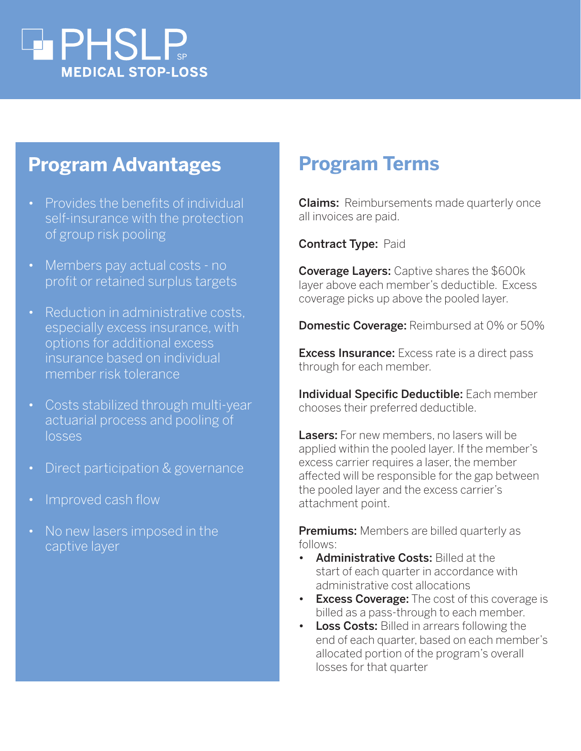# PHSLP

**MEDICAL STOP-LOSS**

## Program Advantages

- Provides the benefits of individual self-insurance with the protection of group risk pooling
- Members pay actual costs - no profit or retained surplus targets
- Reduction in administrative costs, especially excess insurance, with options for additional excess insurance based on individual member risk tolerance
- Costs stabilized through multi-year actuarial process and pooling of losses
- Direct participation & governance
- Improved cash flow
- No new lasers imposed in the captive layer

## Program Terms

**Claims:** Reimbursements made quarterly once all invoices are paid.

**Contract Type:** Paid

**Coverage Layers:** Captive shares the $600k layer above each member's deductible. Excess coverage picks up above the pooled layer.

**Domestic Coverage:** Reimbursed at 0% or 50%

**Excess Insurance:** Excess rate is a direct pass through for each member.

**Individual Specific Deductible:** Each member chooses their preferred deductible.

**Lasers:** For new members, no lasers will be applied within the pooled layer. If the member's excess carrier requires a laser, the member affected will be responsible for the gap between the pooled layer and the excess carrier's attachment point.

**Premiums:** Members are billed quarterly as follows:

- **Administrative Costs:** Billed at the start of each quarter in accordance with administrative cost allocations
- **Excess Coverage:** The cost of this coverage is billed as a pass-through to each member.
- **Loss Costs:** Billed in arrears following the end of each quarter, based on each member's allocated portion of the program's overall losses for that quarter